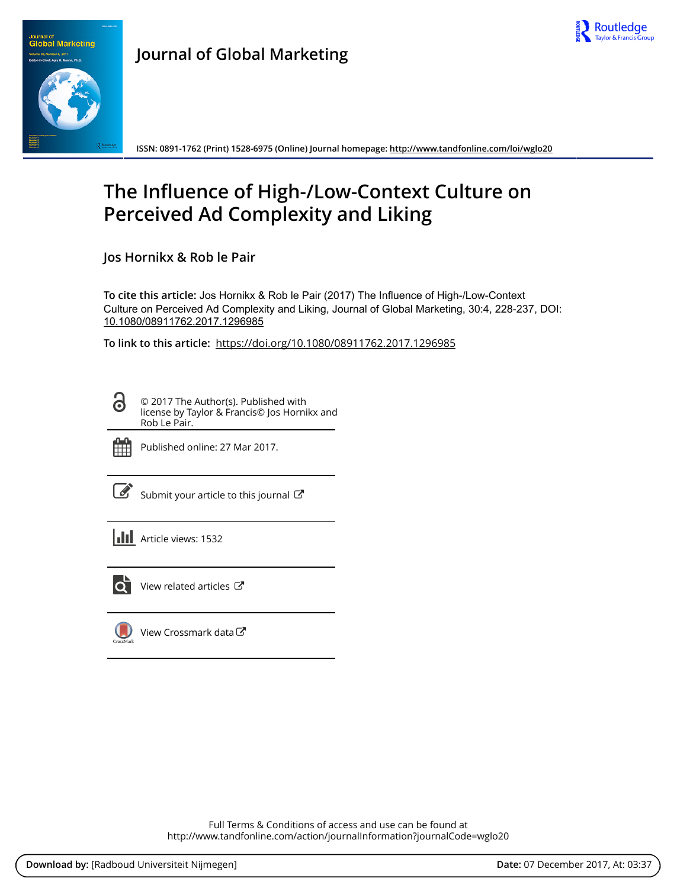Journal of Global Marketing

ISSN: 0891-1762 (Print) 1528-6975 (Online) Journal homepage: http://www.tandfonline.com/loi/wglo20

# The Influence of High-/Low-Context Culture on Perceived Ad Complexity and Liking

Jos Hornikx & Rob le Pair

**To cite this article:** Jos Hornikx & Rob le Pair (2017) The Influence of High-/Low-Context Culture on Perceived Ad Complexity and Liking, Journal of Global Marketing, 30:4, 228-237, DOI: 10.1080/08911762.2017.1296985

**To link to this article:** https://doi.org/10.1080/08911762.2017.1296985

© 2017 The Author(s). Published with license by Taylor & Francis© Jos Hornikx and Rob Le Pair.

Published online: 27 Mar 2017.

Submit your article to this journal

Article views: 1532

View related articles

View Crossmark data

Full Terms & Conditions of access and use can be found at http://www.tandfonline.com/action/journalInformation?journalCode=wglo20

**Download by:** [Radboud Universiteit Nijmegen] **Date:** 07 December 2017, At: 03:37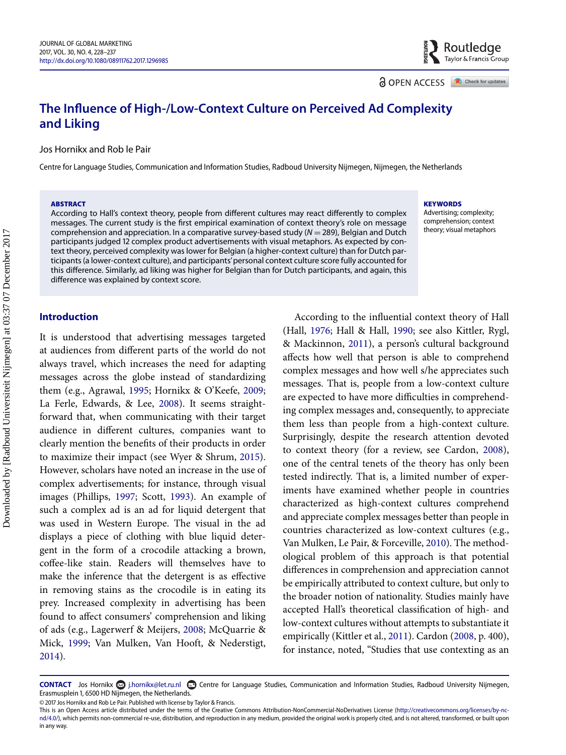# The Influence of High-/Low-Context Culture on Perceived Ad Complexity and Liking

Jos Hornikx and Rob le Pair

Centre for Language Studies, Communication and Information Studies, Radboud University Nijmegen, Nijmegen, the Netherlands

**ABSTRACT**

According to Hall's context theory, people from different cultures may react differently to complex messages. The current study is the first empirical examination of context theory's role on message comprehension and appreciation. In a comparative survey-based study ($N = 289$), Belgian and Dutch participants judged 12 complex product advertisements with visual metaphors. As expected by context theory, perceived complexity was lower for Belgian (a higher-context culture) than for Dutch participants (a lower-context culture), and participants' personal context culture score fully accounted for this difference. Similarly, ad liking was higher for Belgian than for Dutch participants, and again, this difference was explained by context score.

**KEYWORDS**

Advertising; complexity; comprehension; context theory; visual metaphors

## Introduction

It is understood that advertising messages targeted at audiences from different parts of the world do not always travel, which increases the need for adapting messages across the globe instead of standardizing them (e.g., Agrawal, 1995; Hornikx & O'Keefe, 2009; La Ferle, Edwards, & Lee, 2008). It seems straightforward that, when communicating with their target audience in different cultures, companies want to clearly mention the benefits of their products in order to maximize their impact (see Wyer & Shrum, 2015). However, scholars have noted an increase in the use of complex advertisements; for instance, through visual images (Phillips, 1997; Scott, 1993). An example of such a complex ad is an ad for liquid detergent that was used in Western Europe. The visual in the ad displays a piece of clothing with blue liquid detergent in the form of a crocodile attacking a brown, coffee-like stain. Readers will themselves have to make the inference that the detergent is as effective in removing stains as the crocodile is in eating its prey. Increased complexity in advertising has been found to affect consumers' comprehension and liking of ads (e.g., Lagerwerf & Meijers, 2008; McQuarrie & Mick, 1999; Van Mulken, Van Hooft, & Nederstigt, 2014).

According to the influential context theory of Hall (Hall, 1976; Hall & Hall, 1990; see also Kittler, Rygl, & Mackinnon, 2011), a person's cultural background affects how well that person is able to comprehend complex messages and how well s/he appreciates such messages. That is, people from a low-context culture are expected to have more difficulties in comprehending complex messages and, consequently, to appreciate them less than people from a high-context culture. Surprisingly, despite the research attention devoted to context theory (for a review, see Cardon, 2008), one of the central tenets of the theory has only been tested indirectly. That is, a limited number of experiments have examined whether people in countries characterized as high-context cultures comprehend and appreciate complex messages better than people in countries characterized as low-context cultures (e.g., Van Mulken, Le Pair, & Forceville, 2010). The methodological problem of this approach is that potential differences in comprehension and appreciation cannot be empirically attributed to context culture, but only to the broader notion of nationality. Studies mainly have accepted Hall's theoretical classification of high- and low-context cultures without attempts to substantiate it empirically (Kittler et al., 2011). Cardon (2008, p. 400), for instance, noted, "Studies that use contexting as an

**CONTACT** Jos Hornikx j.hornikx@let.ru.nl Centre for Language Studies, Communication and Information Studies, Radboud University Nijmegen, Erasmusplein 1, 6500 HD Nijmegen, the Netherlands.

© 2017 Jos Hornikx and Rob le Pair. Published with license by Taylor & Francis.

This is an Open Access article distributed under the terms of the Creative Commons Attribution-NonCommercial-NoDerivatives License (http://creativecommons.org/licenses/by-nc-nd/4.0/), which permits non-commercial re-use, distribution, and reproduction in any medium, provided the original work is properly cited, and is not altered, transformed, or built upon in any way.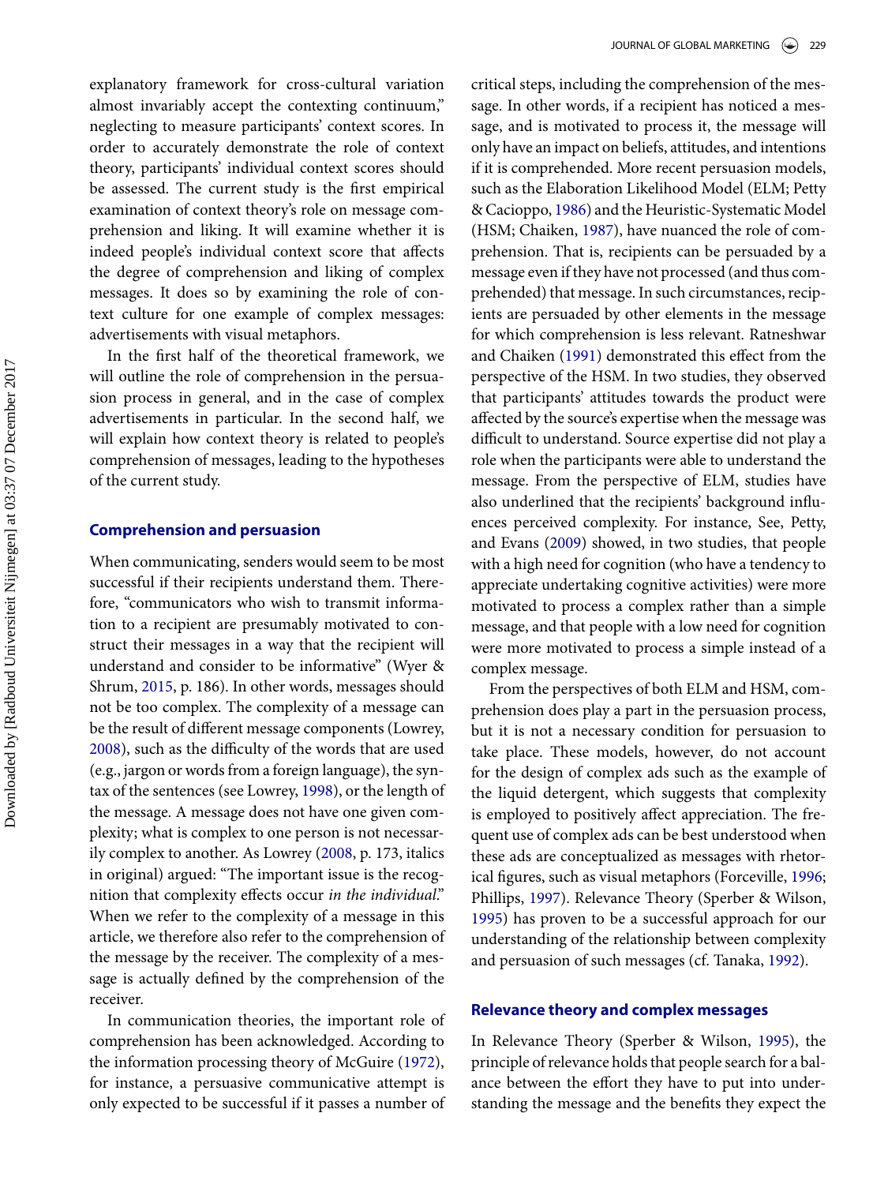explanatory framework for cross-cultural variation almost invariably accept the contexting continuum," neglecting to measure participants' context scores. In order to accurately demonstrate the role of context theory, participants' individual context scores should be assessed. The current study is the first empirical examination of context theory's role on message comprehension and liking. It will examine whether it is indeed people's individual context score that affects the degree of comprehension and liking of complex messages. It does so by examining the role of context culture for one example of complex messages: advertisements with visual metaphors.

In the first half of the theoretical framework, we will outline the role of comprehension in the persuasion process in general, and in the case of complex advertisements in particular. In the second half, we will explain how context theory is related to people's comprehension of messages, leading to the hypotheses of the current study.

## Comprehension and persuasion

When communicating, senders would seem to be most successful if their recipients understand them. Therefore, "communicators who wish to transmit information to a recipient are presumably motivated to construct their messages in a way that the recipient will understand and consider to be informative" (Wyer & Shrum, 2015, p. 186). In other words, messages should not be too complex. The complexity of a message can be the result of different message components (Lowrey, 2008), such as the difficulty of the words that are used (e.g., jargon or words from a foreign language), the syntax of the sentences (see Lowrey, 1998), or the length of the message. A message does not have one given complexity; what is complex to one person is not necessarily complex to another. As Lowrey (2008, p. 173, italics in original) argued: "The important issue is the recognition that complexity effects occur *in the individual*." When we refer to the complexity of a message in this article, we therefore also refer to the comprehension of the message by the receiver. The complexity of a message is actually defined by the comprehension of the receiver.

In communication theories, the important role of comprehension has been acknowledged. According to the information processing theory of McGuire (1972), for instance, a persuasive communicative attempt is only expected to be successful if it passes a number of critical steps, including the comprehension of the message. In other words, if a recipient has noticed a message, and is motivated to process it, the message will only have an impact on beliefs, attitudes, and intentions if it is comprehended. More recent persuasion models, such as the Elaboration Likelihood Model (ELM; Petty & Cacioppo, 1986) and the Heuristic-Systematic Model (HSM; Chaiken, 1987), have nuanced the role of comprehension. That is, recipients can be persuaded by a message even if they have not processed (and thus comprehended) that message. In such circumstances, recipients are persuaded by other elements in the message for which comprehension is less relevant. Ratneshwar and Chaiken (1991) demonstrated this effect from the perspective of the HSM. In two studies, they observed that participants' attitudes towards the product were affected by the source's expertise when the message was difficult to understand. Source expertise did not play a role when the participants were able to understand the message. From the perspective of ELM, studies have also underlined that the recipients' background influences perceived complexity. For instance, See, Petty, and Evans (2009) showed, in two studies, that people with a high need for cognition (who have a tendency to appreciate undertaking cognitive activities) were more motivated to process a complex rather than a simple message, and that people with a low need for cognition were more motivated to process a simple instead of a complex message.

From the perspectives of both ELM and HSM, comprehension does play a part in the persuasion process, but it is not a necessary condition for persuasion to take place. These models, however, do not account for the design of complex ads such as the example of the liquid detergent, which suggests that complexity is employed to positively affect appreciation. The frequent use of complex ads can be best understood when these ads are conceptualized as messages with rhetorical figures, such as visual metaphors (Forceville, 1996; Phillips, 1997). Relevance Theory (Sperber & Wilson, 1995) has proven to be a successful approach for our understanding of the relationship between complexity and persuasion of such messages (cf. Tanaka, 1992).

## Relevance theory and complex messages

In Relevance Theory (Sperber & Wilson, 1995), the principle of relevance holds that people search for a balance between the effort they have to put into understanding the message and the benefits they expect the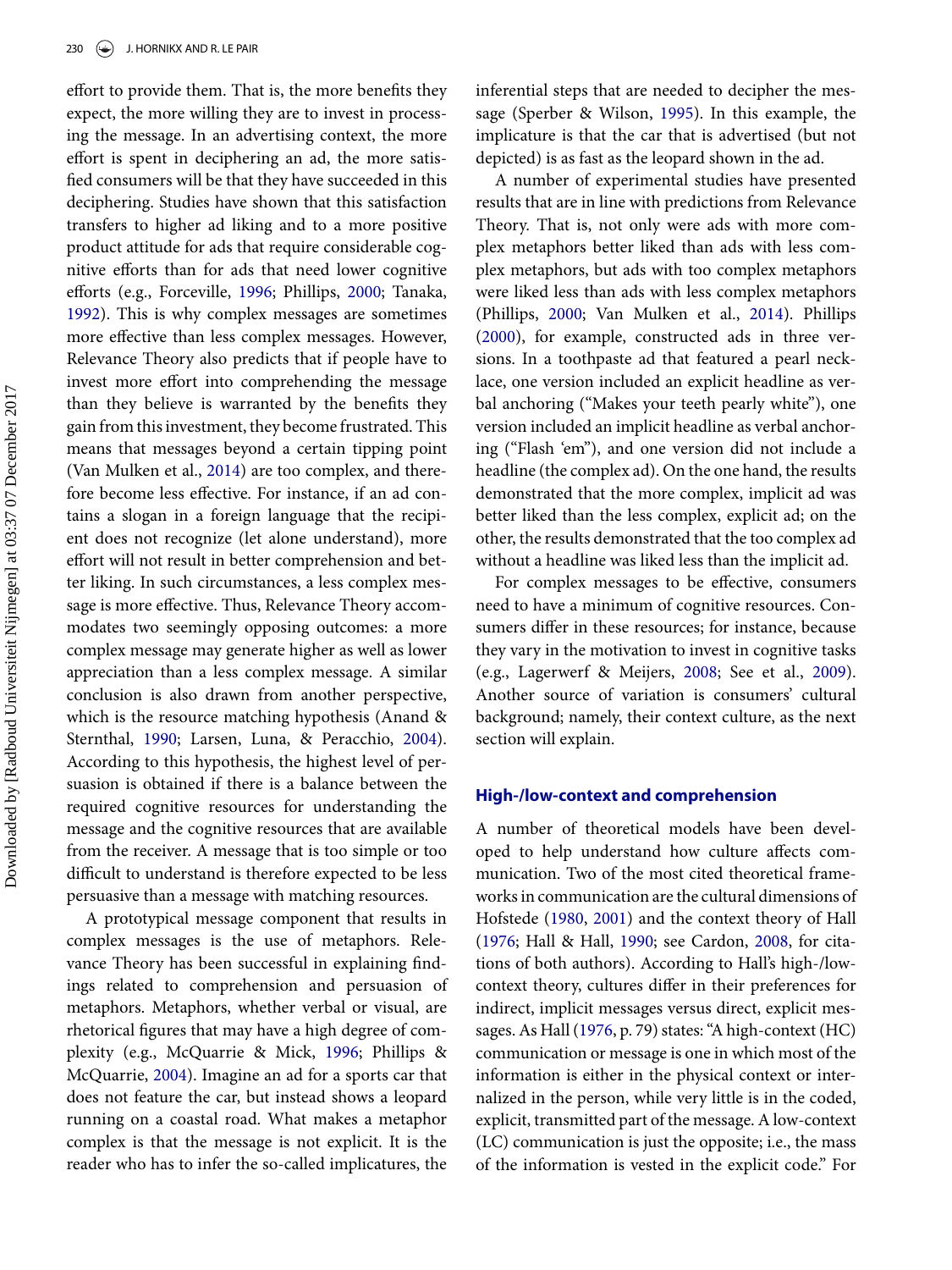effort to provide them. That is, the more benefits they expect, the more willing they are to invest in processing the message. In an advertising context, the more effort is spent in deciphering an ad, the more satisfied consumers will be that they have succeeded in this deciphering. Studies have shown that this satisfaction transfers to higher ad liking and to a more positive product attitude for ads that require considerable cognitive efforts than for ads that need lower cognitive efforts (e.g., Forceville, 1996; Phillips, 2000; Tanaka, 1992). This is why complex messages are sometimes more effective than less complex messages. However, Relevance Theory also predicts that if people have to invest more effort into comprehending the message than they believe is warranted by the benefits they gain from this investment, they become frustrated. This means that messages beyond a certain tipping point (Van Mulken et al., 2014) are too complex, and therefore become less effective. For instance, if an ad contains a slogan in a foreign language that the recipient does not recognize (let alone understand), more effort will not result in better comprehension and better liking. In such circumstances, a less complex message is more effective. Thus, Relevance Theory accommodates two seemingly opposing outcomes: a more complex message may generate higher as well as lower appreciation than a less complex message. A similar conclusion is also drawn from another perspective, which is the resource matching hypothesis (Anand & Sternthal, 1990; Larsen, Luna, & Peracchio, 2004). According to this hypothesis, the highest level of persuasion is obtained if there is a balance between the required cognitive resources for understanding the message and the cognitive resources that are available from the receiver. A message that is too simple or too difficult to understand is therefore expected to be less persuasive than a message with matching resources.

A prototypical message component that results in complex messages is the use of metaphors. Relevance Theory has been successful in explaining findings related to comprehension and persuasion of metaphors. Metaphors, whether verbal or visual, are rhetorical figures that may have a high degree of complexity (e.g., McQuarrie & Mick, 1996; Phillips & McQuarrie, 2004). Imagine an ad for a sports car that does not feature the car, but instead shows a leopard running on a coastal road. What makes a metaphor complex is that the message is not explicit. It is the reader who has to infer the so-called implicatures, the inferential steps that are needed to decipher the message (Sperber & Wilson, 1995). In this example, the implicature is that the car that is advertised (but not depicted) is as fast as the leopard shown in the ad.

A number of experimental studies have presented results that are in line with predictions from Relevance Theory. That is, not only were ads with more complex metaphors better liked than ads with less complex metaphors, but ads with too complex metaphors were liked less than ads with less complex metaphors (Phillips, 2000; Van Mulken et al., 2014). Phillips (2000), for example, constructed ads in three versions. In a toothpaste ad that featured a pearl necklace, one version included an explicit headline as verbal anchoring ("Makes your teeth pearly white"), one version included an implicit headline as verbal anchoring ("Flash 'em"), and one version did not include a headline (the complex ad). On the one hand, the results demonstrated that the more complex, implicit ad was better liked than the less complex, explicit ad; on the other, the results demonstrated that the too complex ad without a headline was liked less than the implicit ad.

For complex messages to be effective, consumers need to have a minimum of cognitive resources. Consumers differ in these resources; for instance, because they vary in the motivation to invest in cognitive tasks (e.g., Lagerwerf & Meijers, 2008; See et al., 2009). Another source of variation is consumers' cultural background; namely, their context culture, as the next section will explain.

## High-/low-context and comprehension

A number of theoretical models have been developed to help understand how culture affects communication. Two of the most cited theoretical frameworks in communication are the cultural dimensions of Hofstede (1980, 2001) and the context theory of Hall (1976; Hall & Hall, 1990; see Cardon, 2008, for citations of both authors). According to Hall's high-/low-context theory, cultures differ in their preferences for indirect, implicit messages versus direct, explicit messages. As Hall (1976, p. 79) states: "A high-context (HC) communication or message is one in which most of the information is either in the physical context or internalized in the person, while very little is in the coded, explicit, transmitted part of the message. A low-context (LC) communication is just the opposite; i.e., the mass of the information is vested in the explicit code." For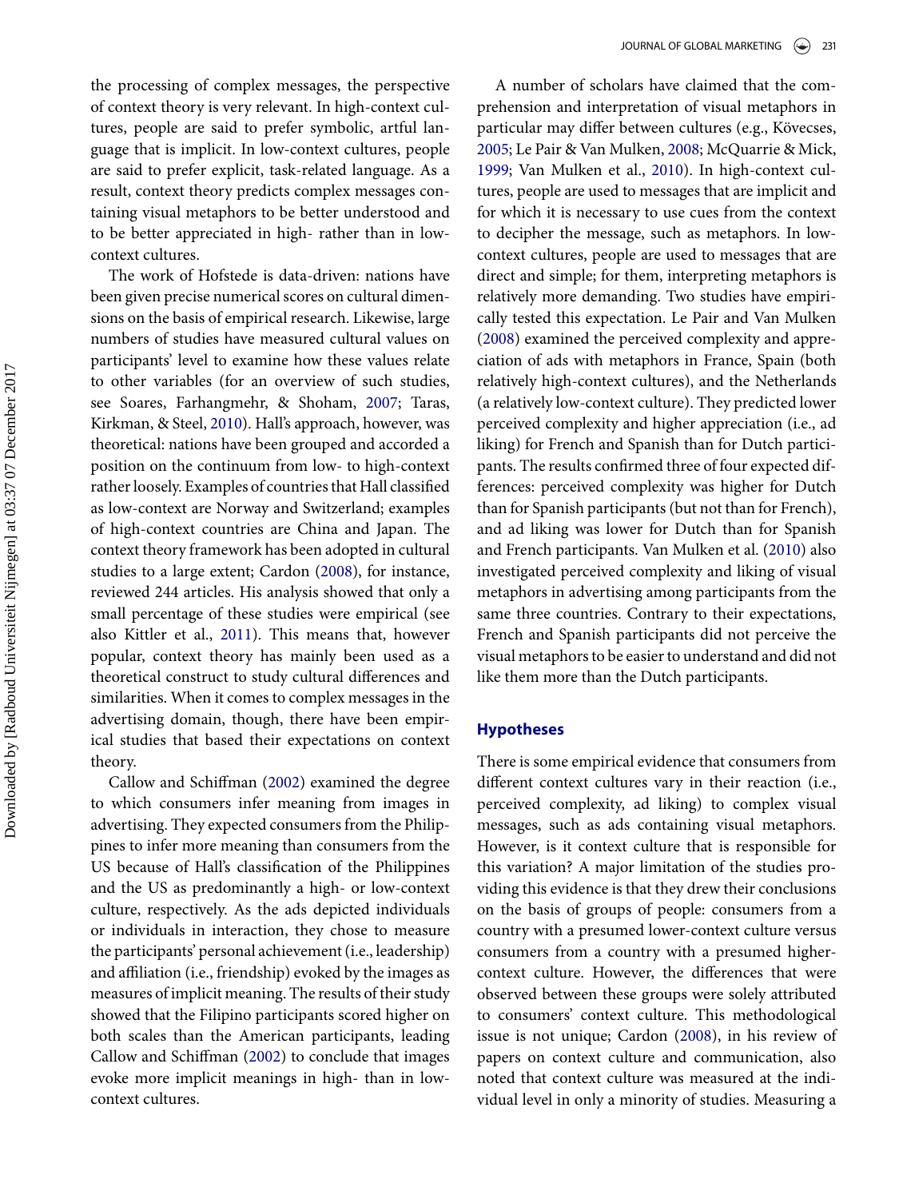the processing of complex messages, the perspective of context theory is very relevant. In high-context cultures, people are said to prefer symbolic, artful language that is implicit. In low-context cultures, people are said to prefer explicit, task-related language. As a result, context theory predicts complex messages containing visual metaphors to be better understood and to be better appreciated in high- rather than in low-context cultures.

The work of Hofstede is data-driven: nations have been given precise numerical scores on cultural dimensions on the basis of empirical research. Likewise, large numbers of studies have measured cultural values on participants' level to examine how these values relate to other variables (for an overview of such studies, see Soares, Farhangmehr, & Shoham, 2007; Taras, Kirkman, & Steel, 2010). Hall's approach, however, was theoretical: nations have been grouped and accorded a position on the continuum from low- to high-context rather loosely. Examples of countries that Hall classified as low-context are Norway and Switzerland; examples of high-context countries are China and Japan. The context theory framework has been adopted in cultural studies to a large extent; Cardon (2008), for instance, reviewed 244 articles. His analysis showed that only a small percentage of these studies were empirical (see also Kittler et al., 2011). This means that, however popular, context theory has mainly been used as a theoretical construct to study cultural differences and similarities. When it comes to complex messages in the advertising domain, though, there have been empirical studies that based their expectations on context theory.

Callow and Schiffman (2002) examined the degree to which consumers infer meaning from images in advertising. They expected consumers from the Philippines to infer more meaning than consumers from the US because of Hall's classification of the Philippines and the US as predominantly a high- or low-context culture, respectively. As the ads depicted individuals or individuals in interaction, they chose to measure the participants' personal achievement (i.e., leadership) and affiliation (i.e., friendship) evoked by the images as measures of implicit meaning. The results of their study showed that the Filipino participants scored higher on both scales than the American participants, leading Callow and Schiffman (2002) to conclude that images evoke more implicit meanings in high- than in low-context cultures.

A number of scholars have claimed that the comprehension and interpretation of visual metaphors in particular may differ between cultures (e.g., Kövecses, 2005; Le Pair & Van Mulken, 2008; McQuarrie & Mick, 1999; Van Mulken et al., 2010). In high-context cultures, people are used to messages that are implicit and for which it is necessary to use cues from the context to decipher the message, such as metaphors. In low-context cultures, people are used to messages that are direct and simple; for them, interpreting metaphors is relatively more demanding. Two studies have empirically tested this expectation. Le Pair and Van Mulken (2008) examined the perceived complexity and appreciation of ads with metaphors in France, Spain (both relatively high-context cultures), and the Netherlands (a relatively low-context culture). They predicted lower perceived complexity and higher appreciation (i.e., ad liking) for French and Spanish than for Dutch participants. The results confirmed three of four expected differences: perceived complexity was higher for Dutch than for Spanish participants (but not than for French), and ad liking was lower for Dutch than for Spanish and French participants. Van Mulken et al. (2010) also investigated perceived complexity and liking of visual metaphors in advertising among participants from the same three countries. Contrary to their expectations, French and Spanish participants did not perceive the visual metaphors to be easier to understand and did not like them more than the Dutch participants.

## Hypotheses

There is some empirical evidence that consumers from different context cultures vary in their reaction (i.e., perceived complexity, ad liking) to complex visual messages, such as ads containing visual metaphors. However, is it context culture that is responsible for this variation? A major limitation of the studies providing this evidence is that they drew their conclusions on the basis of groups of people: consumers from a country with a presumed lower-context culture versus consumers from a country with a presumed higher-context culture. However, the differences that were observed between these groups were solely attributed to consumers' context culture. This methodological issue is not unique; Cardon (2008), in his review of papers on context culture and communication, also noted that context culture was measured at the individual level in only a minority of studies. Measuring a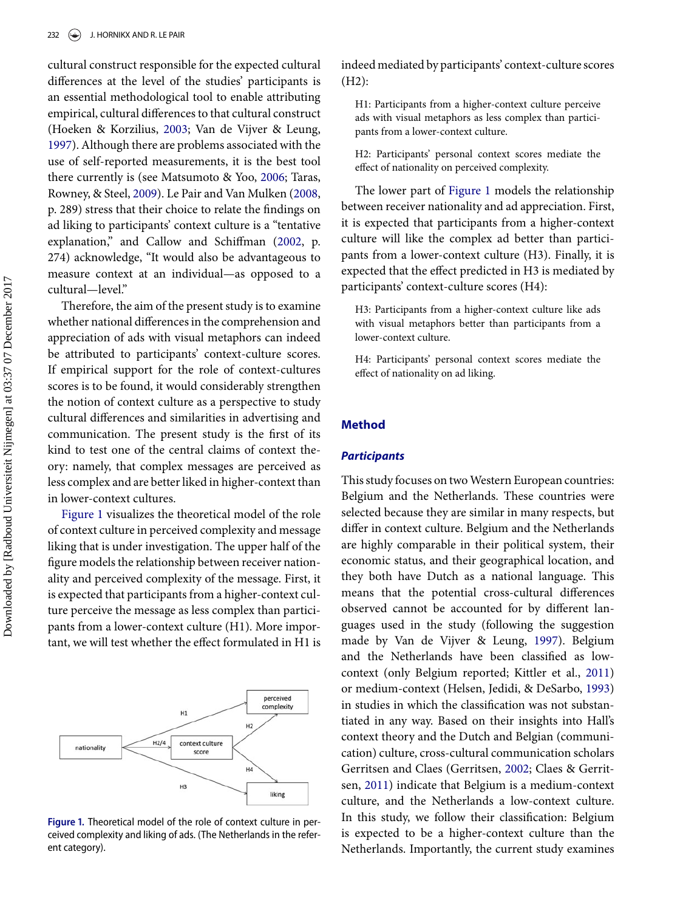cultural construct responsible for the expected cultural differences at the level of the studies' participants is an essential methodological tool to enable attributing empirical, cultural differences to that cultural construct (Hoeken & Korzilius, 2003; Van de Vijver & Leung, 1997). Although there are problems associated with the use of self-reported measurements, it is the best tool there currently is (see Matsumoto & Yoo, 2006; Taras, Rowney, & Steel, 2009). Le Pair and Van Mulken (2008, p. 289) stress that their choice to relate the findings on ad liking to participants' context culture is a "tentative explanation," and Callow and Schiffman (2002, p. 274) acknowledge, "It would also be advantageous to measure context at an individual—as opposed to a cultural—level."

Therefore, the aim of the present study is to examine whether national differences in the comprehension and appreciation of ads with visual metaphors can indeed be attributed to participants' context-culture scores. If empirical support for the role of context-cultures scores is to be found, it would considerably strengthen the notion of context culture as a perspective to study cultural differences and similarities in advertising and communication. The present study is the first of its kind to test one of the central claims of context theory: namely, that complex messages are perceived as less complex and are better liked in higher-context than in lower-context cultures.

Figure 1 visualizes the theoretical model of the role of context culture in perceived complexity and message liking that is under investigation. The upper half of the figure models the relationship between receiver nationality and perceived complexity of the message. First, it is expected that participants from a higher-context culture perceive the message as less complex than participants from a lower-context culture (H1). More important, we will test whether the effect formulated in H1 is indeed mediated by participants' context-culture scores (H2):

> H1: Participants from a higher-context culture perceive ads with visual metaphors as less complex than participants from a lower-context culture.

> H2: Participants' personal context scores mediate the effect of nationality on perceived complexity.

The lower part of Figure 1 models the relationship between receiver nationality and ad appreciation. First, it is expected that participants from a higher-context culture will like the complex ad better than participants from a lower-context culture (H3). Finally, it is expected that the effect predicted in H3 is mediated by participants' context-culture scores (H4):

> H3: Participants from a higher-context culture like ads with visual metaphors better than participants from a lower-context culture.

> H4: Participants' personal context scores mediate the effect of nationality on ad liking.

## Method

### Participants

This study focuses on two Western European countries: Belgium and the Netherlands. These countries were selected because they are similar in many respects, but differ in context culture. Belgium and the Netherlands are highly comparable in their political system, their economic status, and their geographical location, and they both have Dutch as a national language. This means that the potential cross-cultural differences observed cannot be accounted for by different languages used in the study (following the suggestion made by Van de Vijver & Leung, 1997). Belgium and the Netherlands have been classified as low-context (only Belgium reported; Kittler et al., 2011) or medium-context (Helsen, Jedidi, & DeSarbo, 1993) in studies in which the classification was not substantiated in any way. Based on their insights into Hall's context theory and the Dutch and Belgian (communication) culture, cross-cultural communication scholars Gerritsen and Claes (Gerritsen, 2002; Claes & Gerritsen, 2011) indicate that Belgium is a medium-context culture, and the Netherlands a low-context culture. In this study, we follow their classification: Belgium is expected to be a higher-context culture than the Netherlands. Importantly, the current study examines

**Figure 1.** Theoretical model of the role of context culture in perceived complexity and liking of ads. (The Netherlands in the referent category).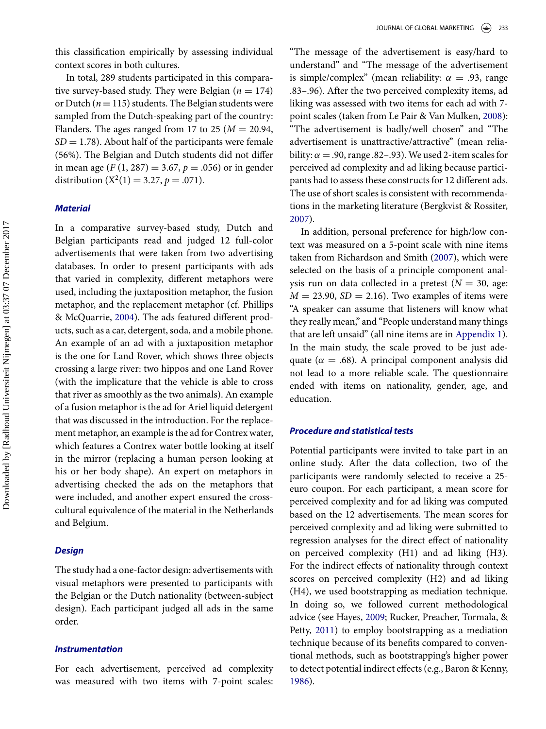this classification empirically by assessing individual context scores in both cultures.

In total, 289 students participated in this comparative survey-based study. They were Belgian ($n = 174$) or Dutch ($n = 115$) students. The Belgian students were sampled from the Dutch-speaking part of the country: Flanders. The ages ranged from 17 to 25 ($M = 20.94$, $SD = 1.78$). About half of the participants were female (56%). The Belgian and Dutch students did not differ in mean age ($F\ (1, 287) = 3.67$, $p = .056$) or in gender distribution ($X^2(1) = 3.27$, $p = .071$).

### Material

In a comparative survey-based study, Dutch and Belgian participants read and judged 12 full-color advertisements that were taken from two advertising databases. In order to present participants with ads that varied in complexity, different metaphors were used, including the juxtaposition metaphor, the fusion metaphor, and the replacement metaphor (cf. Phillips & McQuarrie, 2004). The ads featured different products, such as a car, detergent, soda, and a mobile phone. An example of an ad with a juxtaposition metaphor is the one for Land Rover, which shows three objects crossing a large river: two hippos and one Land Rover (with the implicature that the vehicle is able to cross that river as smoothly as the two animals). An example of a fusion metaphor is the ad for Ariel liquid detergent that was discussed in the introduction. For the replacement metaphor, an example is the ad for Contrex water, which features a Contrex water bottle looking at itself in the mirror (replacing a human person looking at his or her body shape). An expert on metaphors in advertising checked the ads on the metaphors that were included, and another expert ensured the cross-cultural equivalence of the material in the Netherlands and Belgium.

### Design

The study had a one-factor design: advertisements with visual metaphors were presented to participants with the Belgian or the Dutch nationality (between-subject design). Each participant judged all ads in the same order.

### Instrumentation

For each advertisement, perceived ad complexity was measured with two items with 7-point scales: "The message of the advertisement is easy/hard to understand" and "The message of the advertisement is simple/complex" (mean reliability: $\alpha = .93$, range .83–.96). After the two perceived complexity items, ad liking was assessed with two items for each ad with 7-point scales (taken from Le Pair & Van Mulken, 2008): "The advertisement is badly/well chosen" and "The advertisement is unattractive/attractive" (mean reliability: $\alpha = .90$, range .82–.93). We used 2-item scales for perceived ad complexity and ad liking because participants had to assess these constructs for 12 different ads. The use of short scales is consistent with recommendations in the marketing literature (Bergkvist & Rossiter, 2007).

In addition, personal preference for high/low context was measured on a 5-point scale with nine items taken from Richardson and Smith (2007), which were selected on the basis of a principle component analysis run on data collected in a pretest ($N = 30$, age: $M = 23.90$, $SD = 2.16$). Two examples of items were "A speaker can assume that listeners will know what they really mean," and "People understand many things that are left unsaid" (all nine items are in Appendix 1). In the main study, the scale proved to be just adequate ($\alpha = .68$). A principal component analysis did not lead to a more reliable scale. The questionnaire ended with items on nationality, gender, age, and education.

### Procedure and statistical tests

Potential participants were invited to take part in an online study. After the data collection, two of the participants were randomly selected to receive a 25-euro coupon. For each participant, a mean score for perceived complexity and for ad liking was computed based on the 12 advertisements. The mean scores for perceived complexity and ad liking were submitted to regression analyses for the direct effect of nationality on perceived complexity (H1) and ad liking (H3). For the indirect effects of nationality through context scores on perceived complexity (H2) and ad liking (H4), we used bootstrapping as mediation technique. In doing so, we followed current methodological advice (see Hayes, 2009; Rucker, Preacher, Tormala, & Petty, 2011) to employ bootstrapping as a mediation technique because of its benefits compared to conventional methods, such as bootstrapping's higher power to detect potential indirect effects (e.g., Baron & Kenny, 1986).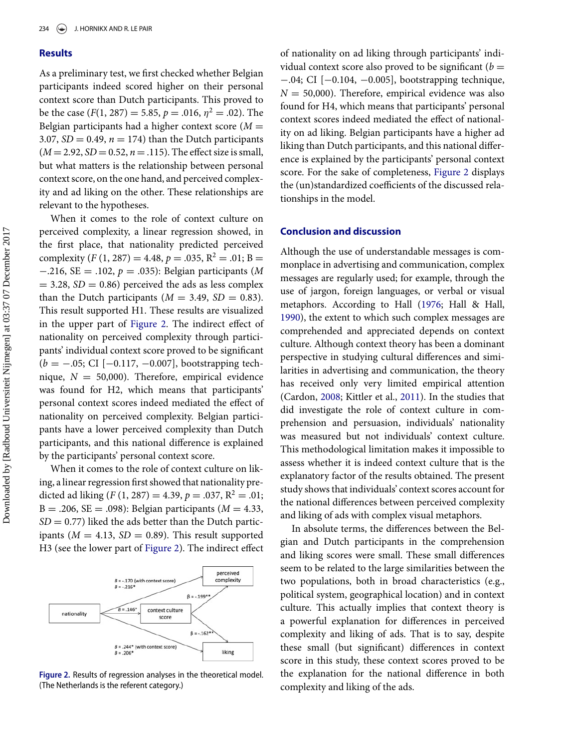## Results

As a preliminary test, we first checked whether Belgian participants indeed scored higher on their personal context score than Dutch participants. This proved to be the case ($F(1, 287) = 5.85$, $p = .016$, $\eta^2 = .02$). The Belgian participants had a higher context score ($M = 3.07$, $SD = 0.49$, $n = 174$) than the Dutch participants ($M = 2.92$, $SD = 0.52$, $n = .115$). The effect size is small, but what matters is the relationship between personal context score, on the one hand, and perceived complexity and ad liking on the other. These relationships are relevant to the hypotheses.

When it comes to the role of context culture on perceived complexity, a linear regression showed, in the first place, that nationality predicted perceived complexity ($F\ (1, 287) = 4.48$, $p = .035$, $R^2 = .01$; $B = -.216$, $SE = .102$, $p = .035$): Belgian participants ($M = 3.28$, $SD = 0.86$) perceived the ads as less complex than the Dutch participants ($M = 3.49$, $SD = 0.83$). This result supported H1. These results are visualized in the upper part of Figure 2. The indirect effect of nationality on perceived complexity through participants' individual context score proved to be significant ($b = -.05$; CI $[-0.117, -0.007]$, bootstrapping technique, $N = 50{,}000$). Therefore, empirical evidence was found for H2, which means that participants' personal context scores indeed mediated the effect of nationality on perceived complexity. Belgian participants have a lower perceived complexity than Dutch participants, and this national difference is explained by the participants' personal context score.

When it comes to the role of context culture on liking, a linear regression first showed that nationality predicted ad liking ($F\ (1, 287) = 4.39$, $p = .037$, $R^2 = .01$; $B = .206$, $SE = .098$): Belgian participants ($M = 4.33$, $SD = 0.77$) liked the ads better than the Dutch participants ($M = 4.13$, $SD = 0.89$). This result supported H3 (see the lower part of Figure 2). The indirect effect of nationality on ad liking through participants' individual context score also proved to be significant ($b = -.04$; CI $[-0.104, -0.005]$, bootstrapping technique, $N = 50{,}000$). Therefore, empirical evidence was also found for H4, which means that participants' personal context scores indeed mediated the effect of nationality on ad liking. Belgian participants have a higher ad liking than Dutch participants, and this national difference is explained by the participants' personal context score. For the sake of completeness, Figure 2 displays the (un)standardized coefficients of the discussed relationships in the model.

nationality → perceived complexity: $B = -.170$ (with context score); $B = -.216^*$
nationality → context culture score: $B = .146^*$
context culture score → perceived complexity: $\beta = -.199^{**}$
context culture score → liking: $\beta = -.162^{**}$
nationality → liking: $B = .244^*$ (with context score); $B = .206^*$

**Figure 2.** Results of regression analyses in the theoretical model. (The Netherlands is the referent category.)

## Conclusion and discussion

Although the use of understandable messages is commonplace in advertising and communication, complex messages are regularly used; for example, through the use of jargon, foreign languages, or verbal or visual metaphors. According to Hall (1976; Hall & Hall, 1990), the extent to which such complex messages are comprehended and appreciated depends on context culture. Although context theory has been a dominant perspective in studying cultural differences and similarities in advertising and communication, the theory has received only very limited empirical attention (Cardon, 2008; Kittler et al., 2011). In the studies that did investigate the role of context culture in comprehension and persuasion, individuals' nationality was measured but not individuals' context culture. This methodological limitation makes it impossible to assess whether it is indeed context culture that is the explanatory factor of the results obtained. The present study shows that individuals' context scores account for the national differences between perceived complexity and liking of ads with complex visual metaphors.

In absolute terms, the differences between the Belgian and Dutch participants in the comprehension and liking scores were small. These small differences seem to be related to the large similarities between the two populations, both in broad characteristics (e.g., political system, geographical location) and in context culture. This actually implies that context theory is a powerful explanation for differences in perceived complexity and liking of ads. That is to say, despite these small (but significant) differences in context score in this study, these context scores proved to be the explanation for the national difference in both complexity and liking of the ads.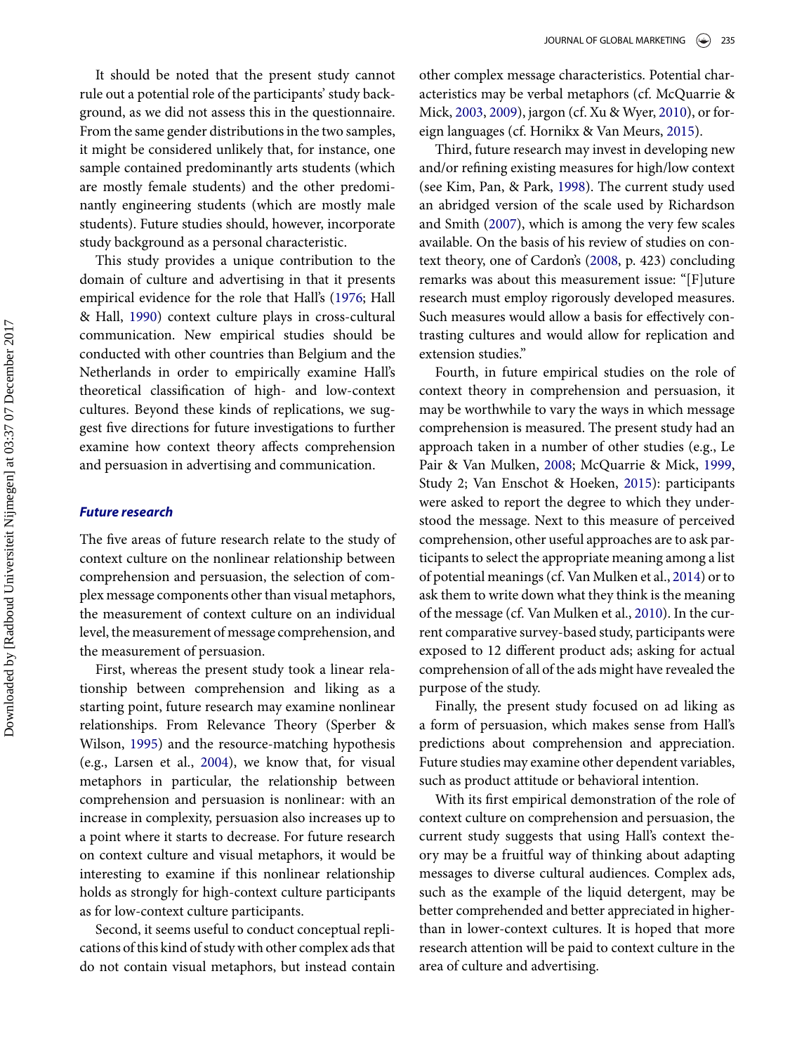It should be noted that the present study cannot rule out a potential role of the participants' study background, as we did not assess this in the questionnaire. From the same gender distributions in the two samples, it might be considered unlikely that, for instance, one sample contained predominantly arts students (which are mostly female students) and the other predominantly engineering students (which are mostly male students). Future studies should, however, incorporate study background as a personal characteristic.

This study provides a unique contribution to the domain of culture and advertising in that it presents empirical evidence for the role that Hall's (1976; Hall & Hall, 1990) context culture plays in cross-cultural communication. New empirical studies should be conducted with other countries than Belgium and the Netherlands in order to empirically examine Hall's theoretical classification of high- and low-context cultures. Beyond these kinds of replications, we suggest five directions for future investigations to further examine how context theory affects comprehension and persuasion in advertising and communication.

### *Future research*

The five areas of future research relate to the study of context culture on the nonlinear relationship between comprehension and persuasion, the selection of complex message components other than visual metaphors, the measurement of context culture on an individual level, the measurement of message comprehension, and the measurement of persuasion.

First, whereas the present study took a linear relationship between comprehension and liking as a starting point, future research may examine nonlinear relationships. From Relevance Theory (Sperber & Wilson, 1995) and the resource-matching hypothesis (e.g., Larsen et al., 2004), we know that, for visual metaphors in particular, the relationship between comprehension and persuasion is nonlinear: with an increase in complexity, persuasion also increases up to a point where it starts to decrease. For future research on context culture and visual metaphors, it would be interesting to examine if this nonlinear relationship holds as strongly for high-context culture participants as for low-context culture participants.

Second, it seems useful to conduct conceptual replications of this kind of study with other complex ads that do not contain visual metaphors, but instead contain other complex message characteristics. Potential characteristics may be verbal metaphors (cf. McQuarrie & Mick, 2003, 2009), jargon (cf. Xu & Wyer, 2010), or foreign languages (cf. Hornikx & Van Meurs, 2015).

Third, future research may invest in developing new and/or refining existing measures for high/low context (see Kim, Pan, & Park, 1998). The current study used an abridged version of the scale used by Richardson and Smith (2007), which is among the very few scales available. On the basis of his review of studies on context theory, one of Cardon's (2008, p. 423) concluding remarks was about this measurement issue: "[F]uture research must employ rigorously developed measures. Such measures would allow a basis for effectively contrasting cultures and would allow for replication and extension studies."

Fourth, in future empirical studies on the role of context theory in comprehension and persuasion, it may be worthwhile to vary the ways in which message comprehension is measured. The present study had an approach taken in a number of other studies (e.g., Le Pair & Van Mulken, 2008; McQuarrie & Mick, 1999, Study 2; Van Enschot & Hoeken, 2015): participants were asked to report the degree to which they understood the message. Next to this measure of perceived comprehension, other useful approaches are to ask participants to select the appropriate meaning among a list of potential meanings (cf. Van Mulken et al., 2014) or to ask them to write down what they think is the meaning of the message (cf. Van Mulken et al., 2010). In the current comparative survey-based study, participants were exposed to 12 different product ads; asking for actual comprehension of all of the ads might have revealed the purpose of the study.

Finally, the present study focused on ad liking as a form of persuasion, which makes sense from Hall's predictions about comprehension and appreciation. Future studies may examine other dependent variables, such as product attitude or behavioral intention.

With its first empirical demonstration of the role of context culture on comprehension and persuasion, the current study suggests that using Hall's context theory may be a fruitful way of thinking about adapting messages to diverse cultural audiences. Complex ads, such as the example of the liquid detergent, may be better comprehended and better appreciated in higher- than in lower-context cultures. It is hoped that more research attention will be paid to context culture in the area of culture and advertising.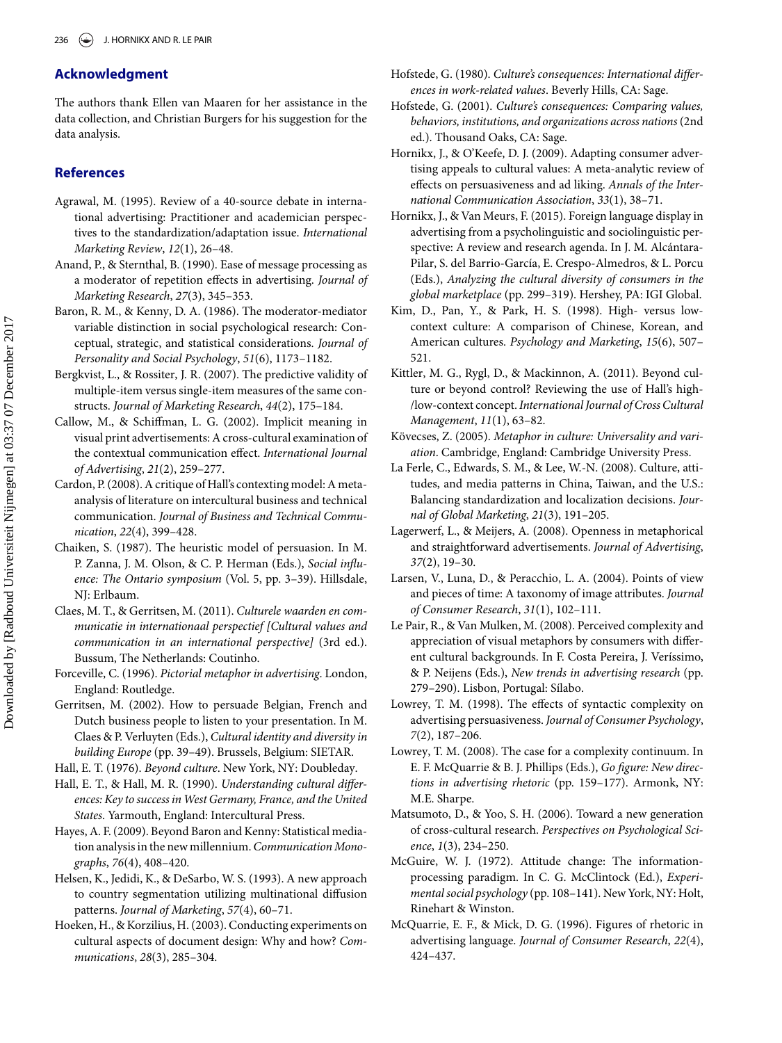## Acknowledgment

The authors thank Ellen van Maaren for her assistance in the data collection, and Christian Burgers for his suggestion for the data analysis.

## References

Agrawal, M. (1995). Review of a 40-source debate in international advertising: Practitioner and academician perspectives to the standardization/adaptation issue. *International Marketing Review*, *12*(1), 26–48.

Anand, P., & Sternthal, B. (1990). Ease of message processing as a moderator of repetition effects in advertising. *Journal of Marketing Research*, *27*(3), 345–353.

Baron, R. M., & Kenny, D. A. (1986). The moderator-mediator variable distinction in social psychological research: Conceptual, strategic, and statistical considerations. *Journal of Personality and Social Psychology*, *51*(6), 1173–1182.

Bergkvist, L., & Rossiter, J. R. (2007). The predictive validity of multiple-item versus single-item measures of the same constructs. *Journal of Marketing Research*, *44*(2), 175–184.

Callow, M., & Schiffman, L. G. (2002). Implicit meaning in visual print advertisements: A cross-cultural examination of the contextual communication effect. *International Journal of Advertising*, *21*(2), 259–277.

Cardon, P. (2008). A critique of Hall's contexting model: A meta-analysis of literature on intercultural business and technical communication. *Journal of Business and Technical Communication*, *22*(4), 399–428.

Chaiken, S. (1987). The heuristic model of persuasion. In M. P. Zanna, J. M. Olson, & C. P. Herman (Eds.), *Social influence: The Ontario symposium* (Vol. 5, pp. 3–39). Hillsdale, NJ: Erlbaum.

Claes, M. T., & Gerritsen, M. (2011). *Culturele waarden en communicatie in internationaal perspectief [Cultural values and communication in an international perspective]* (3rd ed.). Bussum, The Netherlands: Coutinho.

Forceville, C. (1996). *Pictorial metaphor in advertising*. London, England: Routledge.

Gerritsen, M. (2002). How to persuade Belgian, French and Dutch business people to listen to your presentation. In M. Claes & P. Verluyten (Eds.), *Cultural identity and diversity in building Europe* (pp. 39–49). Brussels, Belgium: SIETAR.

Hall, E. T. (1976). *Beyond culture*. New York, NY: Doubleday.

Hall, E. T., & Hall, M. R. (1990). *Understanding cultural differences: Key to success in West Germany, France, and the United States*. Yarmouth, England: Intercultural Press.

Hayes, A. F. (2009). Beyond Baron and Kenny: Statistical mediation analysis in the new millennium. *Communication Monographs*, *76*(4), 408–420.

Helsen, K., Jedidi, K., & DeSarbo, W. S. (1993). A new approach to country segmentation utilizing multinational diffusion patterns. *Journal of Marketing*, *57*(4), 60–71.

Hoeken, H., & Korzilius, H. (2003). Conducting experiments on cultural aspects of document design: Why and how? *Communications*, *28*(3), 285–304.

Hofstede, G. (1980). *Culture's consequences: International differences in work-related values*. Beverly Hills, CA: Sage.

Hofstede, G. (2001). *Culture's consequences: Comparing values, behaviors, institutions, and organizations across nations* (2nd ed.). Thousand Oaks, CA: Sage.

Hornikx, J., & O'Keefe, D. J. (2009). Adapting consumer advertising appeals to cultural values: A meta-analytic review of effects on persuasiveness and ad liking. *Annals of the International Communication Association*, *33*(1), 38–71.

Hornikx, J., & Van Meurs, F. (2015). Foreign language display in advertising from a psycholinguistic and sociolinguistic perspective: A review and research agenda. In J. M. Alcántara-Pilar, S. del Barrio-García, E. Crespo-Almedros, & L. Porcu (Eds.), *Analyzing the cultural diversity of consumers in the global marketplace* (pp. 299–319). Hershey, PA: IGI Global.

Kim, D., Pan, Y., & Park, H. S. (1998). High- versus low-context culture: A comparison of Chinese, Korean, and American cultures. *Psychology and Marketing*, *15*(6), 507–521.

Kittler, M. G., Rygl, D., & Mackinnon, A. (2011). Beyond culture or beyond control? Reviewing the use of Hall's high-/low-context concept. *International Journal of Cross Cultural Management*, *11*(1), 63–82.

Kövecses, Z. (2005). *Metaphor in culture: Universality and variation*. Cambridge, England: Cambridge University Press.

La Ferle, C., Edwards, S. M., & Lee, W.-N. (2008). Culture, attitudes, and media patterns in China, Taiwan, and the U.S.: Balancing standardization and localization decisions. *Journal of Global Marketing*, *21*(3), 191–205.

Lagerwerf, L., & Meijers, A. (2008). Openness in metaphorical and straightforward advertisements. *Journal of Advertising*, *37*(2), 19–30.

Larsen, V., Luna, D., & Peracchio, L. A. (2004). Points of view and pieces of time: A taxonomy of image attributes. *Journal of Consumer Research*, *31*(1), 102–111.

Le Pair, R., & Van Mulken, M. (2008). Perceived complexity and appreciation of visual metaphors by consumers with different cultural backgrounds. In F. Costa Pereira, J. Veríssimo, & P. Neijens (Eds.), *New trends in advertising research* (pp. 279–290). Lisbon, Portugal: Sílabo.

Lowrey, T. M. (1998). The effects of syntactic complexity on advertising persuasiveness. *Journal of Consumer Psychology*, *7*(2), 187–206.

Lowrey, T. M. (2008). The case for a complexity continuum. In E. F. McQuarrie & B. J. Phillips (Eds.), *Go figure: New directions in advertising rhetoric* (pp. 159–177). Armonk, NY: M.E. Sharpe.

Matsumoto, D., & Yoo, S. H. (2006). Toward a new generation of cross-cultural research. *Perspectives on Psychological Science*, *1*(3), 234–250.

McGuire, W. J. (1972). Attitude change: The information-processing paradigm. In C. G. McClintock (Ed.), *Experimental social psychology* (pp. 108–141). New York, NY: Holt, Rinehart & Winston.

McQuarrie, E. F., & Mick, D. G. (1996). Figures of rhetoric in advertising language. *Journal of Consumer Research*, *22*(4), 424–437.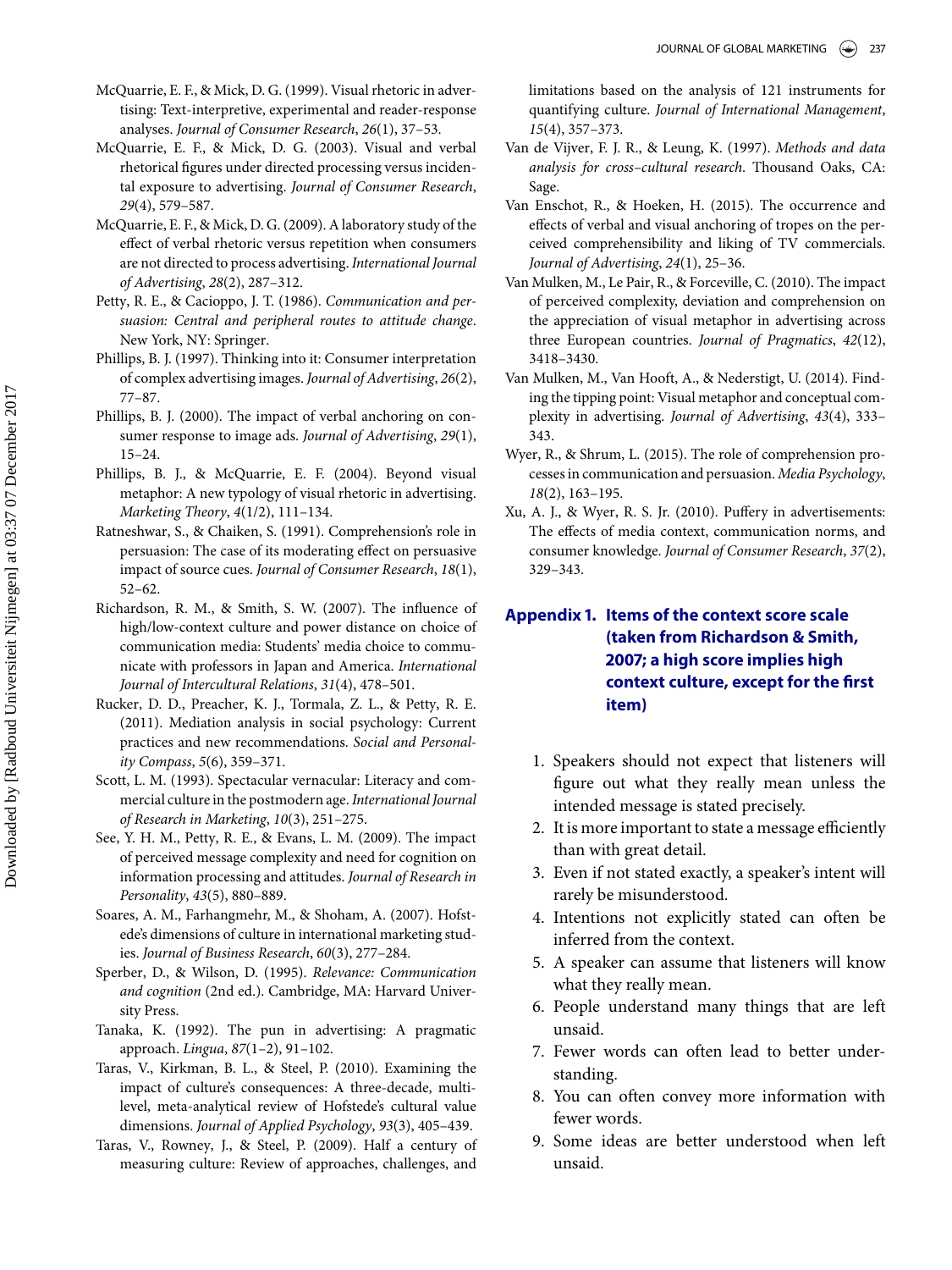McQuarrie, E. F., & Mick, D. G. (1999). Visual rhetoric in advertising: Text-interpretive, experimental and reader-response analyses. *Journal of Consumer Research*, *26*(1), 37–53.

McQuarrie, E. F., & Mick, D. G. (2003). Visual and verbal rhetorical figures under directed processing versus incidental exposure to advertising. *Journal of Consumer Research*, *29*(4), 579–587.

McQuarrie, E. F., & Mick, D. G. (2009). A laboratory study of the effect of verbal rhetoric versus repetition when consumers are not directed to process advertising. *International Journal of Advertising*, *28*(2), 287–312.

Petty, R. E., & Cacioppo, J. T. (1986). *Communication and persuasion: Central and peripheral routes to attitude change*. New York, NY: Springer.

Phillips, B. J. (1997). Thinking into it: Consumer interpretation of complex advertising images. *Journal of Advertising*, *26*(2), 77–87.

Phillips, B. J. (2000). The impact of verbal anchoring on consumer response to image ads. *Journal of Advertising*, *29*(1), 15–24.

Phillips, B. J., & McQuarrie, E. F. (2004). Beyond visual metaphor: A new typology of visual rhetoric in advertising. *Marketing Theory*, *4*(1/2), 111–134.

Ratneshwar, S., & Chaiken, S. (1991). Comprehension's role in persuasion: The case of its moderating effect on persuasive impact of source cues. *Journal of Consumer Research*, *18*(1), 52–62.

Richardson, R. M., & Smith, S. W. (2007). The influence of high/low-context culture and power distance on choice of communication media: Students' media choice to communicate with professors in Japan and America. *International Journal of Intercultural Relations*, *31*(4), 478–501.

Rucker, D. D., Preacher, K. J., Tormala, Z. L., & Petty, R. E. (2011). Mediation analysis in social psychology: Current practices and new recommendations. *Social and Personality Compass*, *5*(6), 359–371.

Scott, L. M. (1993). Spectacular vernacular: Literacy and commercial culture in the postmodern age. *International Journal of Research in Marketing*, *10*(3), 251–275.

See, Y. H. M., Petty, R. E., & Evans, L. M. (2009). The impact of perceived message complexity and need for cognition on information processing and attitudes. *Journal of Research in Personality*, *43*(5), 880–889.

Soares, A. M., Farhangmehr, M., & Shoham, A. (2007). Hofstede's dimensions of culture in international marketing studies. *Journal of Business Research*, *60*(3), 277–284.

Sperber, D., & Wilson, D. (1995). *Relevance: Communication and cognition* (2nd ed.). Cambridge, MA: Harvard University Press.

Tanaka, K. (1992). The pun in advertising: A pragmatic approach. *Lingua*, *87*(1–2), 91–102.

Taras, V., Kirkman, B. L., & Steel, P. (2010). Examining the impact of culture's consequences: A three-decade, multilevel, meta-analytical review of Hofstede's cultural value dimensions. *Journal of Applied Psychology*, *93*(3), 405–439.

Taras, V., Rowney, J., & Steel, P. (2009). Half a century of measuring culture: Review of approaches, challenges, and limitations based on the analysis of 121 instruments for quantifying culture. *Journal of International Management*, *15*(4), 357–373.

Van de Vijver, F. J. R., & Leung, K. (1997). *Methods and data analysis for cross–cultural research*. Thousand Oaks, CA: Sage.

Van Enschot, R., & Hoeken, H. (2015). The occurrence and effects of verbal and visual anchoring of tropes on the perceived comprehensibility and liking of TV commercials. *Journal of Advertising*, *24*(1), 25–36.

Van Mulken, M., Le Pair, R., & Forceville, C. (2010). The impact of perceived complexity, deviation and comprehension on the appreciation of visual metaphor in advertising across three European countries. *Journal of Pragmatics*, *42*(12), 3418–3430.

Van Mulken, M., Van Hooft, A., & Nederstigt, U. (2014). Finding the tipping point: Visual metaphor and conceptual complexity in advertising. *Journal of Advertising*, *43*(4), 333–343.

Wyer, R., & Shrum, L. (2015). The role of comprehension processes in communication and persuasion. *Media Psychology*, *18*(2), 163–195.

Xu, A. J., & Wyer, R. S. Jr. (2010). Puffery in advertisements: The effects of media context, communication norms, and consumer knowledge. *Journal of Consumer Research*, *37*(2), 329–343.

## Appendix 1. Items of the context score scale (taken from Richardson & Smith, 2007; a high score implies high context culture, except for the first item)

1. Speakers should not expect that listeners will figure out what they really mean unless the intended message is stated precisely.
2. It is more important to state a message efficiently than with great detail.
3. Even if not stated exactly, a speaker's intent will rarely be misunderstood.
4. Intentions not explicitly stated can often be inferred from the context.
5. A speaker can assume that listeners will know what they really mean.
6. People understand many things that are left unsaid.
7. Fewer words can often lead to better understanding.
8. You can often convey more information with fewer words.
9. Some ideas are better understood when left unsaid.